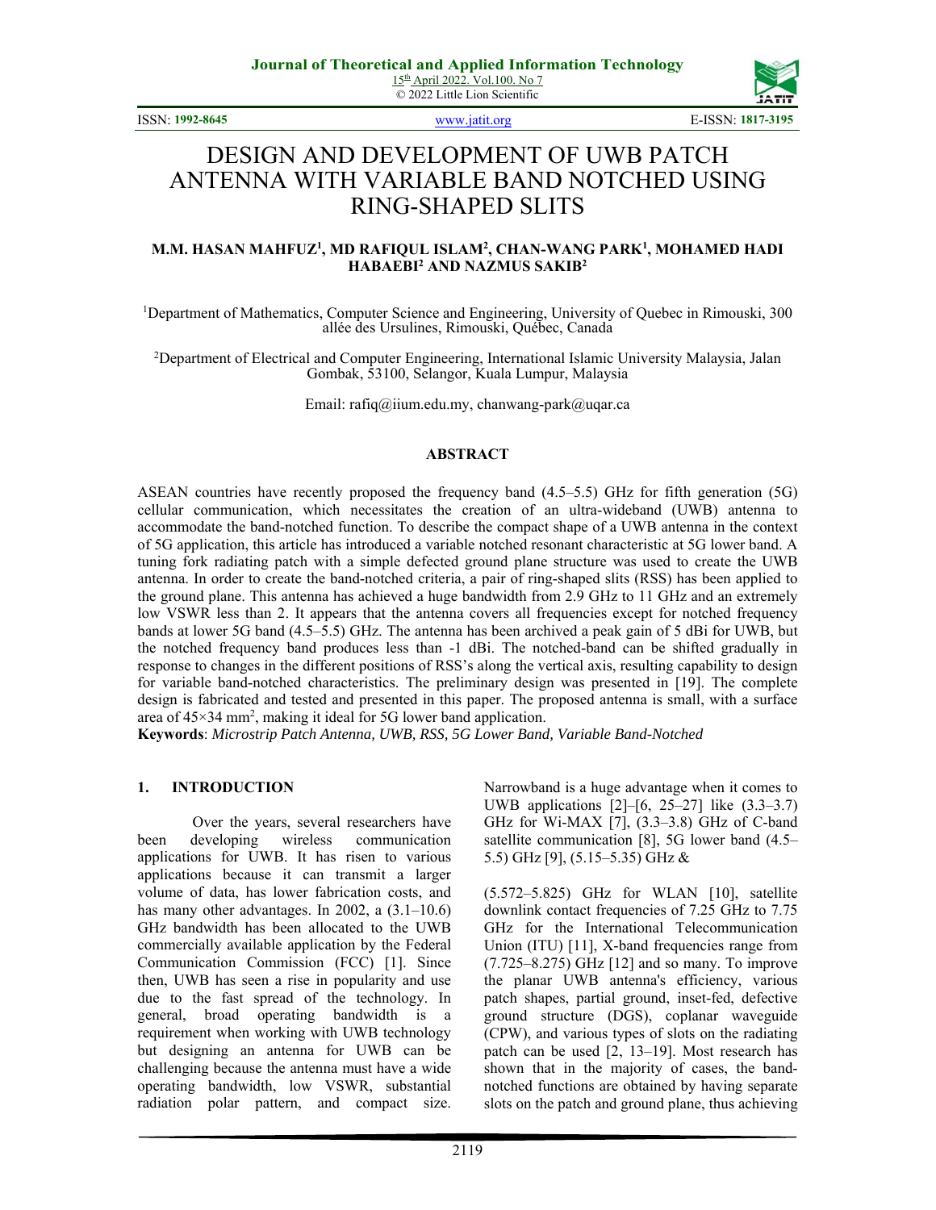# DESIGN AND DEVELOPMENT OF UWB PATCH ANTENNA WITH VARIABLE BAND NOTCHED USING RING-SHAPED SLITS

**M.M. HASAN MAHFUZ[1], MD RAFIQUL ISLAM[2], CHAN-WANG PARK[1], MOHAMED HADI HABAEBI[2] AND NAZMUS SAKIB[2]**

[1]Department of Mathematics, Computer Science and Engineering, University of Quebec in Rimouski, 300 allée des Ursulines, Rimouski, Québec, Canada

[2]Department of Electrical and Computer Engineering, International Islamic University Malaysia, Jalan Gombak, 53100, Selangor, Kuala Lumpur, Malaysia

Email: rafiq@iium.edu.my, chanwang-park@uqar.ca

## ABSTRACT

ASEAN countries have recently proposed the frequency band (4.5–5.5) GHz for fifth generation (5G) cellular communication, which necessitates the creation of an ultra-wideband (UWB) antenna to accommodate the band-notched function. To describe the compact shape of a UWB antenna in the context of 5G application, this article has introduced a variable notched resonant characteristic at 5G lower band. A tuning fork radiating patch with a simple defected ground plane structure was used to create the UWB antenna. In order to create the band-notched criteria, a pair of ring-shaped slits (RSS) has been applied to the ground plane. This antenna has achieved a huge bandwidth from 2.9 GHz to 11 GHz and an extremely low VSWR less than 2. It appears that the antenna covers all frequencies except for notched frequency bands at lower 5G band (4.5–5.5) GHz. The antenna has been archived a peak gain of 5 dBi for UWB, but the notched frequency band produces less than -1 dBi. The notched-band can be shifted gradually in response to changes in the different positions of RSS's along the vertical axis, resulting capability to design for variable band-notched characteristics. The preliminary design was presented in [19]. The complete design is fabricated and tested and presented in this paper. The proposed antenna is small, with a surface area of 45×34 mm$^2$, making it ideal for 5G lower band application.

**Keywords**: *Microstrip Patch Antenna, UWB, RSS, 5G Lower Band, Variable Band-Notched*

## 1. INTRODUCTION

Over the years, several researchers have been developing wireless communication applications for UWB. It has risen to various applications because it can transmit a larger volume of data, has lower fabrication costs, and has many other advantages. In 2002, a (3.1–10.6) GHz bandwidth has been allocated to the UWB commercially available application by the Federal Communication Commission (FCC) [1]. Since then, UWB has seen a rise in popularity and use due to the fast spread of the technology. In general, broad operating bandwidth is a requirement when working with UWB technology but designing an antenna for UWB can be challenging because the antenna must have a wide operating bandwidth, low VSWR, substantial radiation polar pattern, and compact size. Narrowband is a huge advantage when it comes to UWB applications [2]–[6, 25–27] like (3.3–3.7) GHz for Wi-MAX [7], (3.3–3.8) GHz of C-band satellite communication [8], 5G lower band (4.5–5.5) GHz [9], (5.15–5.35) GHz &

(5.572–5.825) GHz for WLAN [10], satellite downlink contact frequencies of 7.25 GHz to 7.75 GHz for the International Telecommunication Union (ITU) [11], X-band frequencies range from (7.725–8.275) GHz [12] and so many. To improve the planar UWB antenna's efficiency, various patch shapes, partial ground, inset-fed, defective ground structure (DGS), coplanar waveguide (CPW), and various types of slots on the radiating patch can be used [2, 13–19]. Most research has shown that in the majority of cases, the band-notched functions are obtained by having separate slots on the patch and ground plane, thus achieving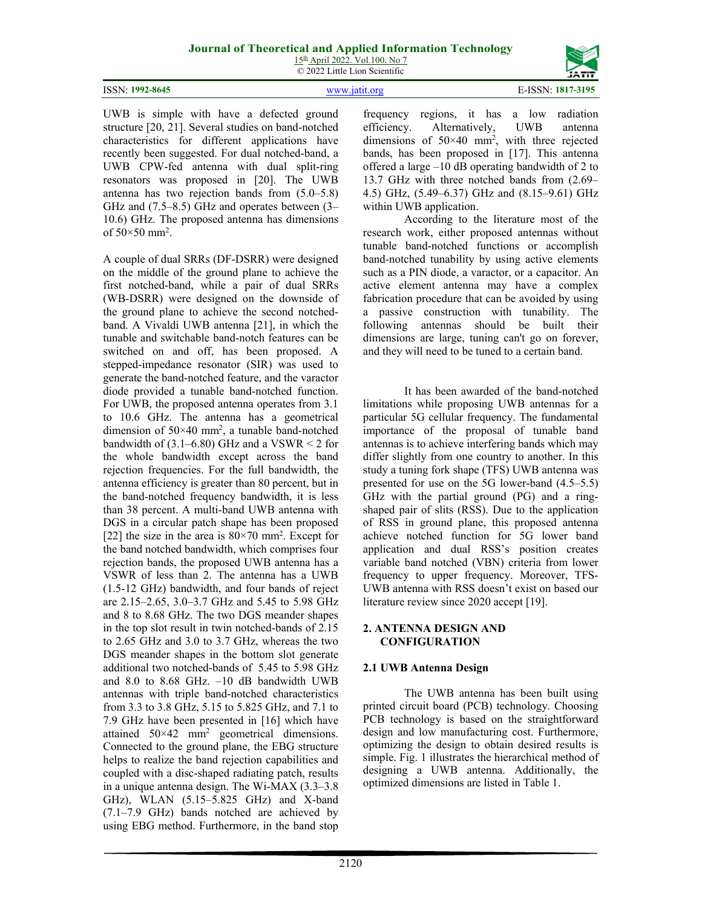UWB is simple with have a defected ground structure [20, 21]. Several studies on band-notched characteristics for different applications have recently been suggested. For dual notched-band, a UWB CPW-fed antenna with dual split-ring resonators was proposed in [20]. The UWB antenna has two rejection bands from (5.0–5.8) GHz and (7.5–8.5) GHz and operates between (3–10.6) GHz. The proposed antenna has dimensions of 50×50 mm$^2$.

A couple of dual SRRs (DF-DSRR) were designed on the middle of the ground plane to achieve the first notched-band, while a pair of dual SRRs (WB-DSRR) were designed on the downside of the ground plane to achieve the second notched-band. A Vivaldi UWB antenna [21], in which the tunable and switchable band-notch features can be switched on and off, has been proposed. A stepped-impedance resonator (SIR) was used to generate the band-notched feature, and the varactor diode provided a tunable band-notched function. For UWB, the proposed antenna operates from 3.1 to 10.6 GHz. The antenna has a geometrical dimension of 50×40 mm$^2$, a tunable band-notched bandwidth of (3.1–6.80) GHz and a VSWR < 2 for the whole bandwidth except across the band rejection frequencies. For the full bandwidth, the antenna efficiency is greater than 80 percent, but in the band-notched frequency bandwidth, it is less than 38 percent. A multi-band UWB antenna with DGS in a circular patch shape has been proposed [22] the size in the area is 80×70 mm$^2$. Except for the band notched bandwidth, which comprises four rejection bands, the proposed UWB antenna has a VSWR of less than 2. The antenna has a UWB (1.5-12 GHz) bandwidth, and four bands of reject are 2.15–2.65, 3.0–3.7 GHz and 5.45 to 5.98 GHz and 8 to 8.68 GHz. The two DGS meander shapes in the top slot result in twin notched-bands of 2.15 to 2.65 GHz and 3.0 to 3.7 GHz, whereas the two DGS meander shapes in the bottom slot generate additional two notched-bands of 5.45 to 5.98 GHz and 8.0 to 8.68 GHz. –10 dB bandwidth UWB antennas with triple band-notched characteristics from 3.3 to 3.8 GHz, 5.15 to 5.825 GHz, and 7.1 to 7.9 GHz have been presented in [16] which have attained 50×42 mm$^2$ geometrical dimensions. Connected to the ground plane, the EBG structure helps to realize the band rejection capabilities and coupled with a disc-shaped radiating patch, results in a unique antenna design. The Wi-MAX (3.3–3.8 GHz), WLAN (5.15–5.825 GHz) and X-band (7.1–7.9 GHz) bands notched are achieved by using EBG method. Furthermore, in the band stop frequency regions, it has a low radiation efficiency. Alternatively, UWB antenna dimensions of 50×40 mm$^2$, with three rejected bands, has been proposed in [17]. This antenna offered a large –10 dB operating bandwidth of 2 to 13.7 GHz with three notched bands from (2.69–4.5) GHz, (5.49–6.37) GHz and (8.15–9.61) GHz within UWB application.

According to the literature most of the research work, either proposed antennas without tunable band-notched functions or accomplish band-notched tunability by using active elements such as a PIN diode, a varactor, or a capacitor. An active element antenna may have a complex fabrication procedure that can be avoided by using a passive construction with tunability. The following antennas should be built their dimensions are large, tuning can't go on forever, and they will need to be tuned to a certain band.

It has been awarded of the band-notched limitations while proposing UWB antennas for a particular 5G cellular frequency. The fundamental importance of the proposal of tunable band antennas is to achieve interfering bands which may differ slightly from one country to another. In this study a tuning fork shape (TFS) UWB antenna was presented for use on the 5G lower-band (4.5–5.5) GHz with the partial ground (PG) and a ring-shaped pair of slits (RSS). Due to the application of RSS in ground plane, this proposed antenna achieve notched function for 5G lower band application and dual RSS's position creates variable band notched (VBN) criteria from lower frequency to upper frequency. Moreover, TFS-UWB antenna with RSS doesn't exist on based our literature review since 2020 accept [19].

## 2. ANTENNA DESIGN AND CONFIGURATION

### 2.1 UWB Antenna Design

The UWB antenna has been built using printed circuit board (PCB) technology. Choosing PCB technology is based on the straightforward design and low manufacturing cost. Furthermore, optimizing the design to obtain desired results is simple. Fig. 1 illustrates the hierarchical method of designing a UWB antenna. Additionally, the optimized dimensions are listed in Table 1.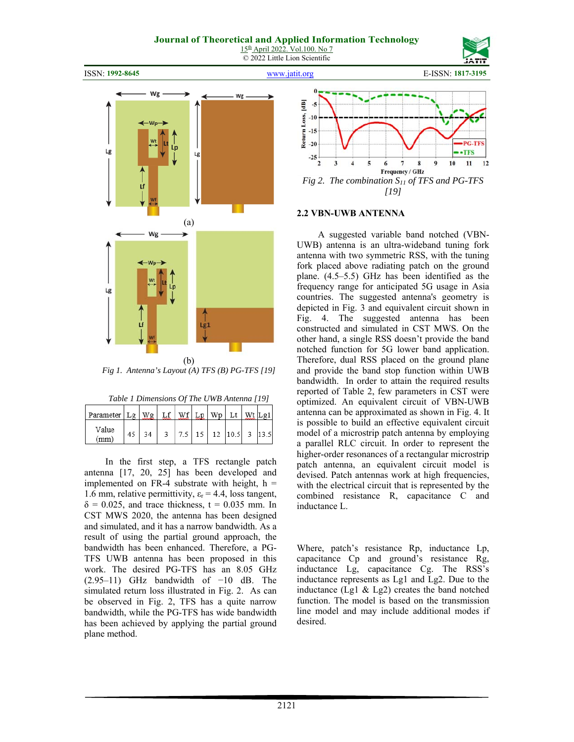Fig 1. Antenna's Layout (A) TFS (B) PG-TFS [19]

*Table 1 Dimensions Of The UWB Antenna [19]*

| Parameter | Lg | Wg | Lf | Wf | Lp | Wp | Lt | Wt | Lg1 |
|---|---|---|---|---|---|---|---|---|---|
| Value (mm) | 45 | 34 | 3 | 7.5 | 15 | 12 | 10.5 | 3 | 13.5 |

In the first step, a TFS rectangle patch antenna [17, 20, 25] has been developed and implemented on FR-4 substrate with height, h = 1.6 mm, relative permittivity, $\varepsilon_r = 4.4$, loss tangent, $\delta = 0.025$, and trace thickness, t = 0.035 mm. In CST MWS 2020, the antenna has been designed and simulated, and it has a narrow bandwidth. As a result of using the partial ground approach, the bandwidth has been enhanced. Therefore, a PG-TFS UWB antenna has been proposed in this work. The desired PG-TFS has an 8.05 GHz (2.95–11) GHz bandwidth of −10 dB. The simulated return loss illustrated in Fig. 2. As can be observed in Fig. 2, TFS has a quite narrow bandwidth, while the PG-TFS has wide bandwidth has been achieved by applying the partial ground plane method.

*Fig 2. The combination $S_{11}$ of TFS and PG-TFS [19]*

### 2.2 VBN-UWB ANTENNA

A suggested variable band notched (VBN-UWB) antenna is an ultra-wideband tuning fork antenna with two symmetric RSS, with the tuning fork placed above radiating patch on the ground plane. (4.5–5.5) GHz has been identified as the frequency range for anticipated 5G usage in Asia countries. The suggested antenna's geometry is depicted in Fig. 3 and equivalent circuit shown in Fig. 4. The suggested antenna has been constructed and simulated in CST MWS. On the other hand, a single RSS doesn't provide the band notched function for 5G lower band application. Therefore, dual RSS placed on the ground plane and provide the band stop function within UWB bandwidth. In order to attain the required results reported of Table 2, few parameters in CST were optimized. An equivalent circuit of VBN-UWB antenna can be approximated as shown in Fig. 4. It is possible to build an effective equivalent circuit model of a microstrip patch antenna by employing a parallel RLC circuit. In order to represent the higher-order resonances of a rectangular microstrip patch antenna, an equivalent circuit model is devised. Patch antennas work at high frequencies, with the electrical circuit that is represented by the combined resistance R, capacitance C and inductance L.

Where, patch's resistance Rp, inductance Lp, capacitance Cp and ground's resistance Rg, inductance Lg, capacitance Cg. The RSS's inductance represents as Lg1 and Lg2. Due to the inductance (Lg1 & Lg2) creates the band notched function. The model is based on the transmission line model and may include additional modes if desired.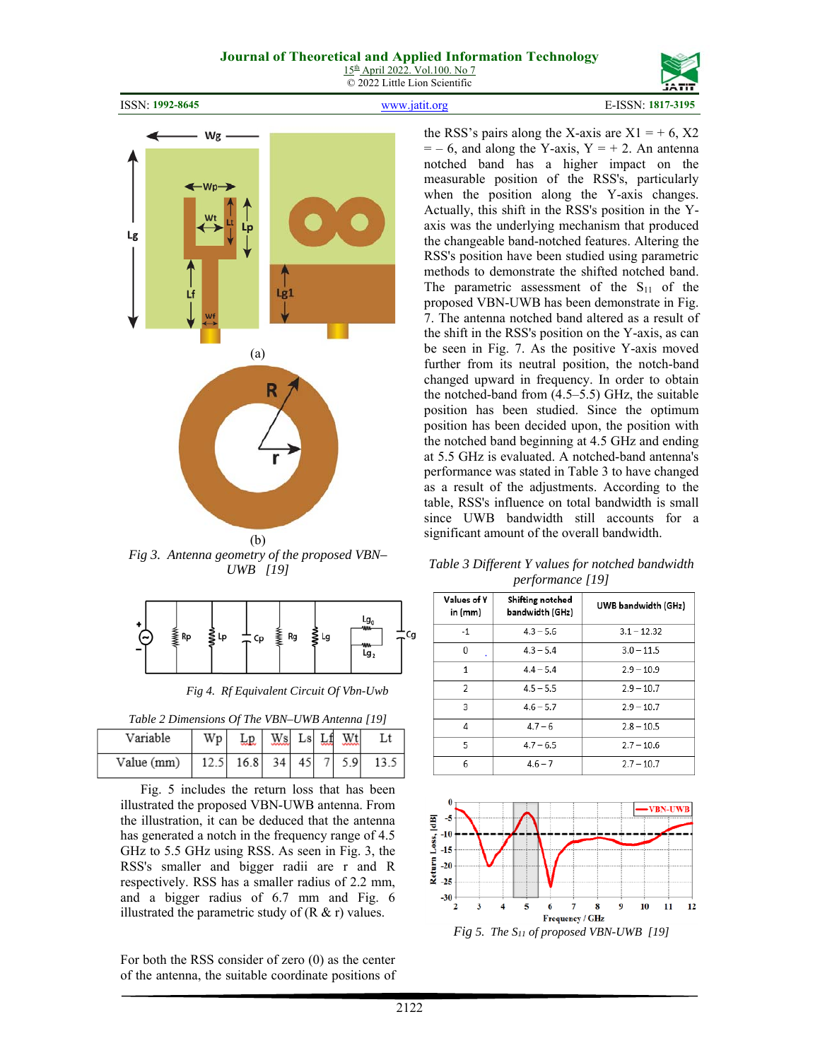(a)

(b)

*Fig 3. Antenna geometry of the proposed VBN–UWB [19]*

*Fig 4. Rf Equivalent Circuit Of Vbn-Uwb*

*Table 2 Dimensions Of The VBN–UWB Antenna [19]*

| Variable | Wp | Lp | Ws | Ls | Lf | Wt | Lt |
|---|---|---|---|---|---|---|---|
| Value (mm) | 12.5 | 16.8 | 34 | 45 | 7 | 5.9 | 13.5 |

Fig. 5 includes the return loss that has been illustrated the proposed VBN-UWB antenna. From the illustration, it can be deduced that the antenna has generated a notch in the frequency range of 4.5 GHz to 5.5 GHz using RSS. As seen in Fig. 3, the RSS's smaller and bigger radii are r and R respectively. RSS has a smaller radius of 2.2 mm, and a bigger radius of 6.7 mm and Fig. 6 illustrated the parametric study of (R & r) values.

For both the RSS consider of zero (0) as the center of the antenna, the suitable coordinate positions of the RSS's pairs along the X-axis are X1 = + 6, X2 = – 6, and along the Y-axis, Y = + 2. An antenna notched band has a higher impact on the measurable position of the RSS's, particularly when the position along the Y-axis changes. Actually, this shift in the RSS's position in the Y-axis was the underlying mechanism that produced the changeable band-notched features. Altering the RSS's position have been studied using parametric methods to demonstrate the shifted notched band. The parametric assessment of the $S_{11}$ of the proposed VBN-UWB has been demonstrate in Fig. 7. The antenna notched band altered as a result of the shift in the RSS's position on the Y-axis, as can be seen in Fig. 7. As the positive Y-axis moved further from its neutral position, the notch-band changed upward in frequency. In order to obtain the notched-band from (4.5–5.5) GHz, the suitable position has been studied. Since the optimum position has been decided upon, the position with the notched band beginning at 4.5 GHz and ending at 5.5 GHz is evaluated. A notched-band antenna's performance was stated in Table 3 to have changed as a result of the adjustments. According to the table, RSS's influence on total bandwidth is small since UWB bandwidth still accounts for a significant amount of the overall bandwidth.

*Table 3 Different Y values for notched bandwidth performance [19]*

| Values of Y in (mm) | Shifting notched bandwidth (GHz) | UWB bandwidth (GHz) |
|---|---|---|
| -1 | 4.3 – 5.6 | 3.1 – 12.32 |
| 0 | 4.3 – 5.4 | 3.0 – 11.5 |
| 1 | 4.4 – 5.4 | 2.9 – 10.9 |
| 2 | 4.5 – 5.5 | 2.9 – 10.7 |
| 3 | 4.6 – 5.7 | 2.9 – 10.7 |
| 4 | 4.7 – 6 | 2.8 – 10.5 |
| 5 | 4.7 – 6.5 | 2.7 – 10.6 |
| 6 | 4.6 – 7 | 2.7 – 10.7 |

*Fig 5. The $S_{11}$ of proposed VBN-UWB [19]*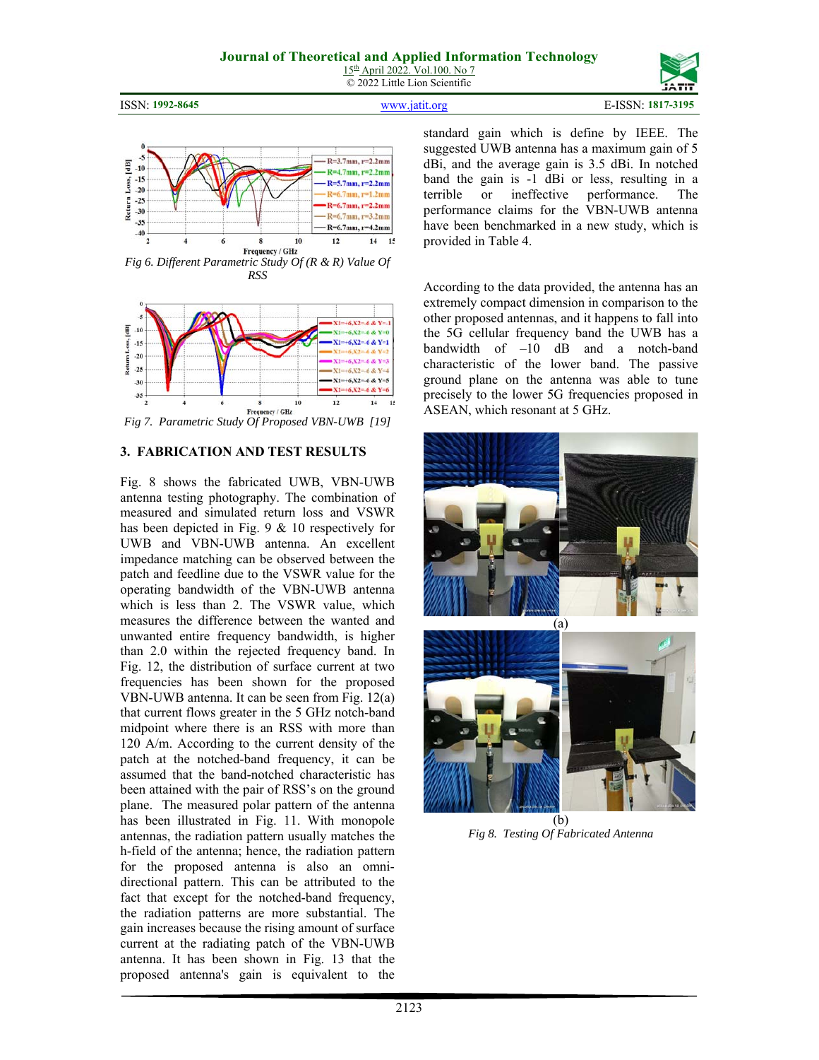Fig 6. Different Parametric Study Of (R & R) Value Of RSS

Fig 7. Parametric Study Of Proposed VBN-UWB [19]

## 3. FABRICATION AND TEST RESULTS

Fig. 8 shows the fabricated UWB, VBN-UWB antenna testing photography. The combination of measured and simulated return loss and VSWR has been depicted in Fig. 9 & 10 respectively for UWB and VBN-UWB antenna. An excellent impedance matching can be observed between the patch and feedline due to the VSWR value for the operating bandwidth of the VBN-UWB antenna which is less than 2. The VSWR value, which measures the difference between the wanted and unwanted entire frequency bandwidth, is higher than 2.0 within the rejected frequency band. In Fig. 12, the distribution of surface current at two frequencies has been shown for the proposed VBN-UWB antenna. It can be seen from Fig. 12(a) that current flows greater in the 5 GHz notch-band midpoint where there is an RSS with more than 120 A/m. According to the current density of the patch at the notched-band frequency, it can be assumed that the band-notched characteristic has been attained with the pair of RSS's on the ground plane. The measured polar pattern of the antenna has been illustrated in Fig. 11. With monopole antennas, the radiation pattern usually matches the h-field of the antenna; hence, the radiation pattern for the proposed antenna is also an omni-directional pattern. This can be attributed to the fact that except for the notched-band frequency, the radiation patterns are more substantial. The gain increases because the rising amount of surface current at the radiating patch of the VBN-UWB antenna. It has been shown in Fig. 13 that the proposed antenna's gain is equivalent to the standard gain which is define by IEEE. The suggested UWB antenna has a maximum gain of 5 dBi, and the average gain is 3.5 dBi. In notched band the gain is -1 dBi or less, resulting in a terrible or ineffective performance. The performance claims for the VBN-UWB antenna have been benchmarked in a new study, which is provided in Table 4.

According to the data provided, the antenna has an extremely compact dimension in comparison to the other proposed antennas, and it happens to fall into the 5G cellular frequency band the UWB has a bandwidth of –10 dB and a notch-band characteristic of the lower band. The passive ground plane on the antenna was able to tune precisely to the lower 5G frequencies proposed in ASEAN, which resonant at 5 GHz.

(a)

(b)

Fig 8. Testing Of Fabricated Antenna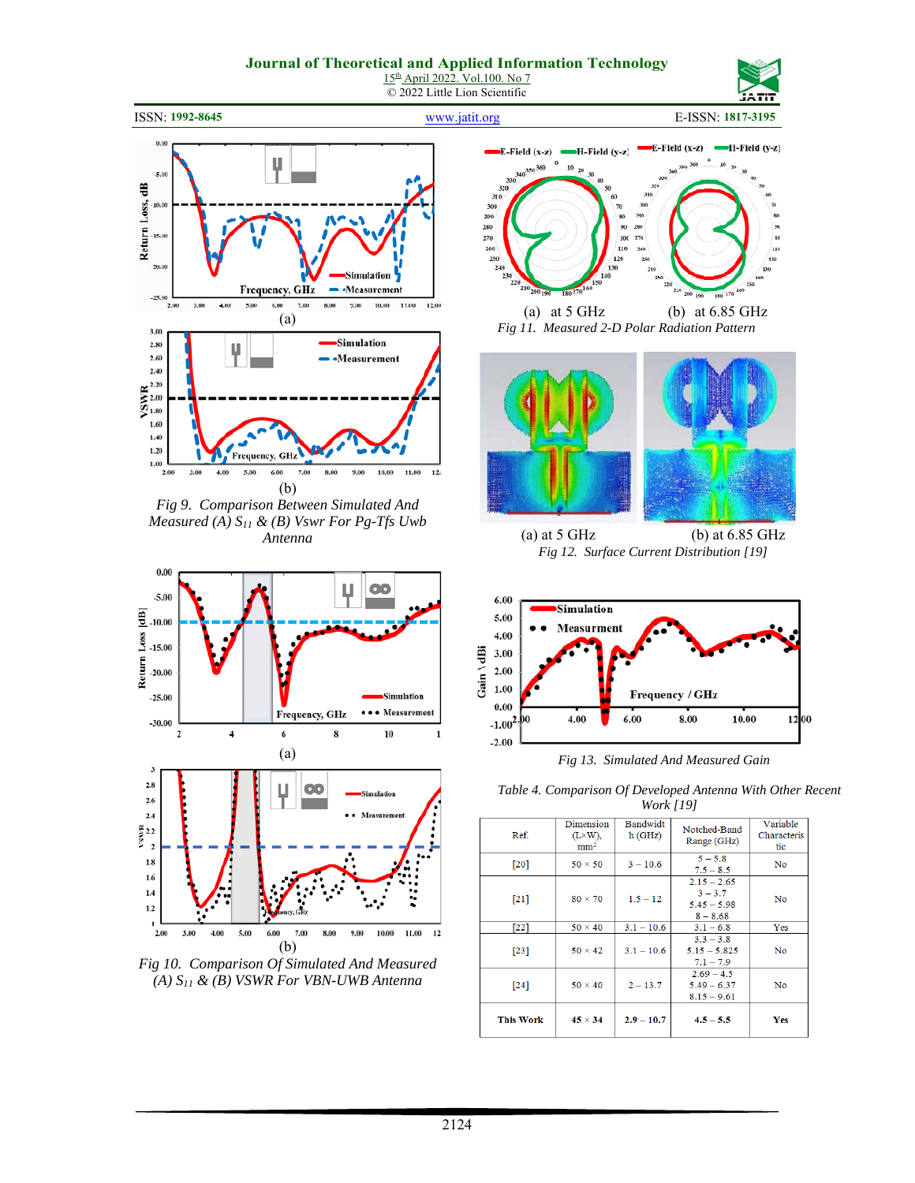(a)

(b)

*Fig 9. Comparison Between Simulated And Measured (A) $S_{11}$ & (B) Vswr For Pg-Tfs Uwb Antenna*

(a)

(b)

*Fig 10. Comparison Of Simulated And Measured (A) $S_{11}$ & (B) VSWR For VBN-UWB Antenna*

(a) at 5 GHz (b) at 6.85 GHz

*Fig 11. Measured 2-D Polar Radiation Pattern*

(a) at 5 GHz (b) at 6.85 GHz

*Fig 12. Surface Current Distribution [19]*

*Fig 13. Simulated And Measured Gain*

*Table 4. Comparison Of Developed Antenna With Other Recent Work [19]*

| Ref. | Dimension (L×W), mm² | Bandwidth (GHz) | Notched-Band Range (GHz) | Variable Characteristic |
|---|---|---|---|---|
| [20] | 50 × 50 | 3 – 10.6 | 5 – 5.8<br>7.5 – 8.5 | No |
| [21] | 80 × 70 | 1.5 – 12 | 2.15 – 2.65<br>3 – 3.7<br>5.45 – 5.98<br>8 – 8.68 | No |
| [22] | 50 × 40 | 3.1 – 10.6 | 3.1 – 6.8 | Yes |
| [23] | 50 × 42 | 3.1 – 10.6 | 3.3 – 3.8<br>5.15 – 5.825<br>7.1 – 7.9 | No |
| [24] | 50 × 40 | 2 – 13.7 | 2.69 – 4.5<br>5.49 – 6.37<br>8.15 – 9.61 | No |
| **This Work** | **45 × 34** | **2.9 – 10.7** | **4.5 – 5.5** | **Yes** |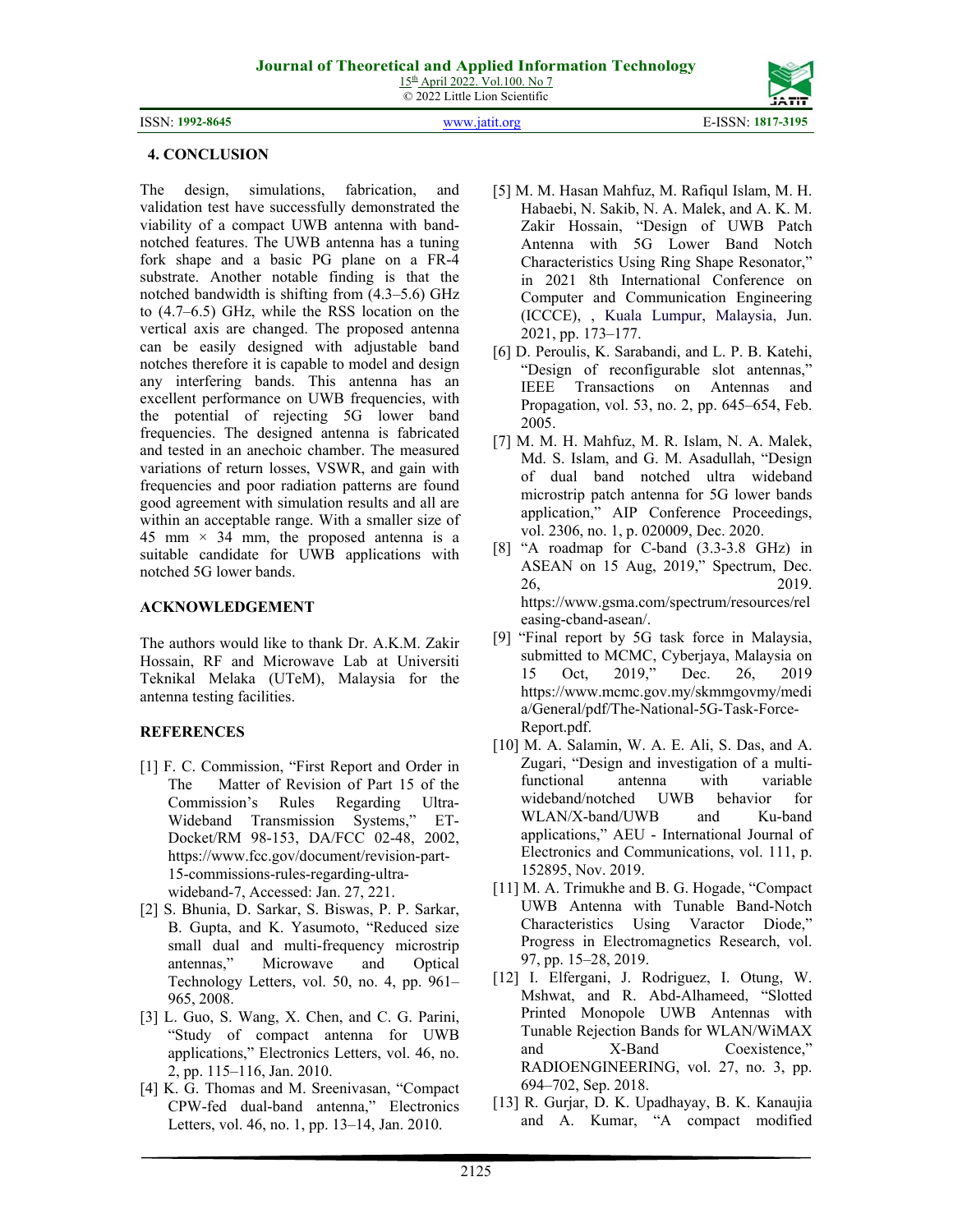## 4. CONCLUSION

The design, simulations, fabrication, and validation test have successfully demonstrated the viability of a compact UWB antenna with band-notched features. The UWB antenna has a tuning fork shape and a basic PG plane on a FR-4 substrate. Another notable finding is that the notched bandwidth is shifting from (4.3–5.6) GHz to (4.7–6.5) GHz, while the RSS location on the vertical axis are changed. The proposed antenna can be easily designed with adjustable band notches therefore it is capable to model and design any interfering bands. This antenna has an excellent performance on UWB frequencies, with the potential of rejecting 5G lower band frequencies. The designed antenna is fabricated and tested in an anechoic chamber. The measured variations of return losses, VSWR, and gain with frequencies and poor radiation patterns are found good agreement with simulation results and all are within an acceptable range. With a smaller size of 45 mm × 34 mm, the proposed antenna is a suitable candidate for UWB applications with notched 5G lower bands.

## ACKNOWLEDGEMENT

The authors would like to thank Dr. A.K.M. Zakir Hossain, RF and Microwave Lab at Universiti Teknikal Melaka (UTeM), Malaysia for the antenna testing facilities.

## REFERENCES

[1] F. C. Commission, "First Report and Order in The Matter of Revision of Part 15 of the Commission's Rules Regarding Ultra-Wideband Transmission Systems," ET-Docket/RM 98-153, DA/FCC 02-48, 2002, https://www.fcc.gov/document/revision-part-15-commissions-rules-regarding-ultra-wideband-7, Accessed: Jan. 27, 221.

[2] S. Bhunia, D. Sarkar, S. Biswas, P. P. Sarkar, B. Gupta, and K. Yasumoto, "Reduced size small dual and multi-frequency microstrip antennas," Microwave and Optical Technology Letters, vol. 50, no. 4, pp. 961–965, 2008.

[3] L. Guo, S. Wang, X. Chen, and C. G. Parini, "Study of compact antenna for UWB applications," Electronics Letters, vol. 46, no. 2, pp. 115–116, Jan. 2010.

[4] K. G. Thomas and M. Sreenivasan, "Compact CPW-fed dual-band antenna," Electronics Letters, vol. 46, no. 1, pp. 13–14, Jan. 2010.

[5] M. M. Hasan Mahfuz, M. Rafiqul Islam, M. H. Habaebi, N. Sakib, N. A. Malek, and A. K. M. Zakir Hossain, "Design of UWB Patch Antenna with 5G Lower Band Notch Characteristics Using Ring Shape Resonator," in 2021 8th International Conference on Computer and Communication Engineering (ICCCE), , Kuala Lumpur, Malaysia, Jun. 2021, pp. 173–177.

[6] D. Peroulis, K. Sarabandi, and L. P. B. Katehi, "Design of reconfigurable slot antennas," IEEE Transactions on Antennas and Propagation, vol. 53, no. 2, pp. 645–654, Feb. 2005.

[7] M. M. H. Mahfuz, M. R. Islam, N. A. Malek, Md. S. Islam, and G. M. Asadullah, "Design of dual band notched ultra wideband microstrip patch antenna for 5G lower bands application," AIP Conference Proceedings, vol. 2306, no. 1, p. 020009, Dec. 2020.

[8] "A roadmap for C-band (3.3-3.8 GHz) in ASEAN on 15 Aug, 2019," Spectrum, Dec. 26, 2019. https://www.gsma.com/spectrum/resources/releasing-cband-asean/.

[9] "Final report by 5G task force in Malaysia, submitted to MCMC, Cyberjaya, Malaysia on 15 Oct, 2019," Dec. 26, 2019 https://www.mcmc.gov.my/skmmgovmy/media/General/pdf/The-National-5G-Task-Force-Report.pdf.

[10] M. A. Salamin, W. A. E. Ali, S. Das, and A. Zugari, "Design and investigation of a multi-functional antenna with variable wideband/notched UWB behavior for WLAN/X-band/UWB and Ku-band applications," AEU - International Journal of Electronics and Communications, vol. 111, p. 152895, Nov. 2019.

[11] M. A. Trimukhe and B. G. Hogade, "Compact UWB Antenna with Tunable Band-Notch Characteristics Using Varactor Diode," Progress in Electromagnetics Research, vol. 97, pp. 15–28, 2019.

[12] I. Elfergani, J. Rodriguez, I. Otung, W. Mshwat, and R. Abd-Alhameed, "Slotted Printed Monopole UWB Antennas with Tunable Rejection Bands for WLAN/WiMAX and X-Band Coexistence," RADIOENGINEERING, vol. 27, no. 3, pp. 694–702, Sep. 2018.

[13] R. Gurjar, D. K. Upadhayay, B. K. Kanaujia and A. Kumar, "A compact modified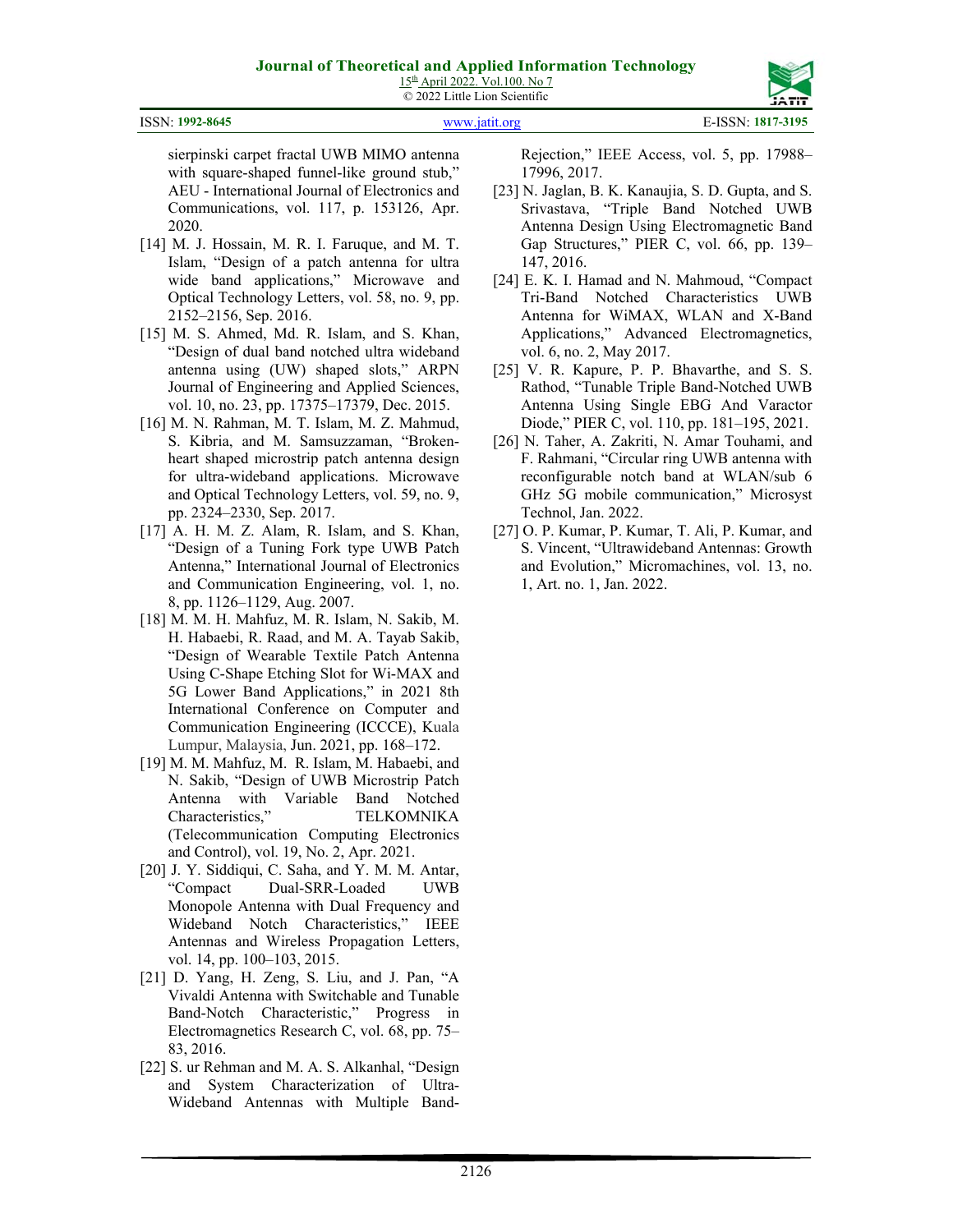sierpinski carpet fractal UWB MIMO antenna with square-shaped funnel-like ground stub," AEU - International Journal of Electronics and Communications, vol. 117, p. 153126, Apr. 2020.

[14] M. J. Hossain, M. R. I. Faruque, and M. T. Islam, "Design of a patch antenna for ultra wide band applications," Microwave and Optical Technology Letters, vol. 58, no. 9, pp. 2152–2156, Sep. 2016.

[15] M. S. Ahmed, Md. R. Islam, and S. Khan, "Design of dual band notched ultra wideband antenna using (UW) shaped slots," ARPN Journal of Engineering and Applied Sciences, vol. 10, no. 23, pp. 17375–17379, Dec. 2015.

[16] M. N. Rahman, M. T. Islam, M. Z. Mahmud, S. Kibria, and M. Samsuzzaman, "Broken-heart shaped microstrip patch antenna design for ultra-wideband applications. Microwave and Optical Technology Letters, vol. 59, no. 9, pp. 2324–2330, Sep. 2017.

[17] A. H. M. Z. Alam, R. Islam, and S. Khan, "Design of a Tuning Fork type UWB Patch Antenna," International Journal of Electronics and Communication Engineering, vol. 1, no. 8, pp. 1126–1129, Aug. 2007.

[18] M. M. H. Mahfuz, M. R. Islam, N. Sakib, M. H. Habaebi, R. Raad, and M. A. Tayab Sakib, "Design of Wearable Textile Patch Antenna Using C-Shape Etching Slot for Wi-MAX and 5G Lower Band Applications," in 2021 8th International Conference on Computer and Communication Engineering (ICCCE), Kuala Lumpur, Malaysia, Jun. 2021, pp. 168–172.

[19] M. M. Mahfuz, M. R. Islam, M. Habaebi, and N. Sakib, "Design of UWB Microstrip Patch Antenna with Variable Band Notched Characteristics," TELKOMNIKA (Telecommunication Computing Electronics and Control), vol. 19, No. 2, Apr. 2021.

[20] J. Y. Siddiqui, C. Saha, and Y. M. M. Antar, "Compact Dual-SRR-Loaded UWB Monopole Antenna with Dual Frequency and Wideband Notch Characteristics," IEEE Antennas and Wireless Propagation Letters, vol. 14, pp. 100–103, 2015.

[21] D. Yang, H. Zeng, S. Liu, and J. Pan, "A Vivaldi Antenna with Switchable and Tunable Band-Notch Characteristic," Progress in Electromagnetics Research C, vol. 68, pp. 75–83, 2016.

[22] S. ur Rehman and M. A. S. Alkanhal, "Design and System Characterization of Ultra-Wideband Antennas with Multiple Band-Rejection," IEEE Access, vol. 5, pp. 17988–17996, 2017.

[23] N. Jaglan, B. K. Kanaujia, S. D. Gupta, and S. Srivastava, "Triple Band Notched UWB Antenna Design Using Electromagnetic Band Gap Structures," PIER C, vol. 66, pp. 139–147, 2016.

[24] E. K. I. Hamad and N. Mahmoud, "Compact Tri-Band Notched Characteristics UWB Antenna for WiMAX, WLAN and X-Band Applications," Advanced Electromagnetics, vol. 6, no. 2, May 2017.

[25] V. R. Kapure, P. P. Bhavarthe, and S. S. Rathod, "Tunable Triple Band-Notched UWB Antenna Using Single EBG And Varactor Diode," PIER C, vol. 110, pp. 181–195, 2021.

[26] N. Taher, A. Zakriti, N. Amar Touhami, and F. Rahmani, "Circular ring UWB antenna with reconfigurable notch band at WLAN/sub 6 GHz 5G mobile communication," Microsyst Technol, Jan. 2022.

[27] O. P. Kumar, P. Kumar, T. Ali, P. Kumar, and S. Vincent, "Ultrawideband Antennas: Growth and Evolution," Micromachines, vol. 13, no. 1, Art. no. 1, Jan. 2022.